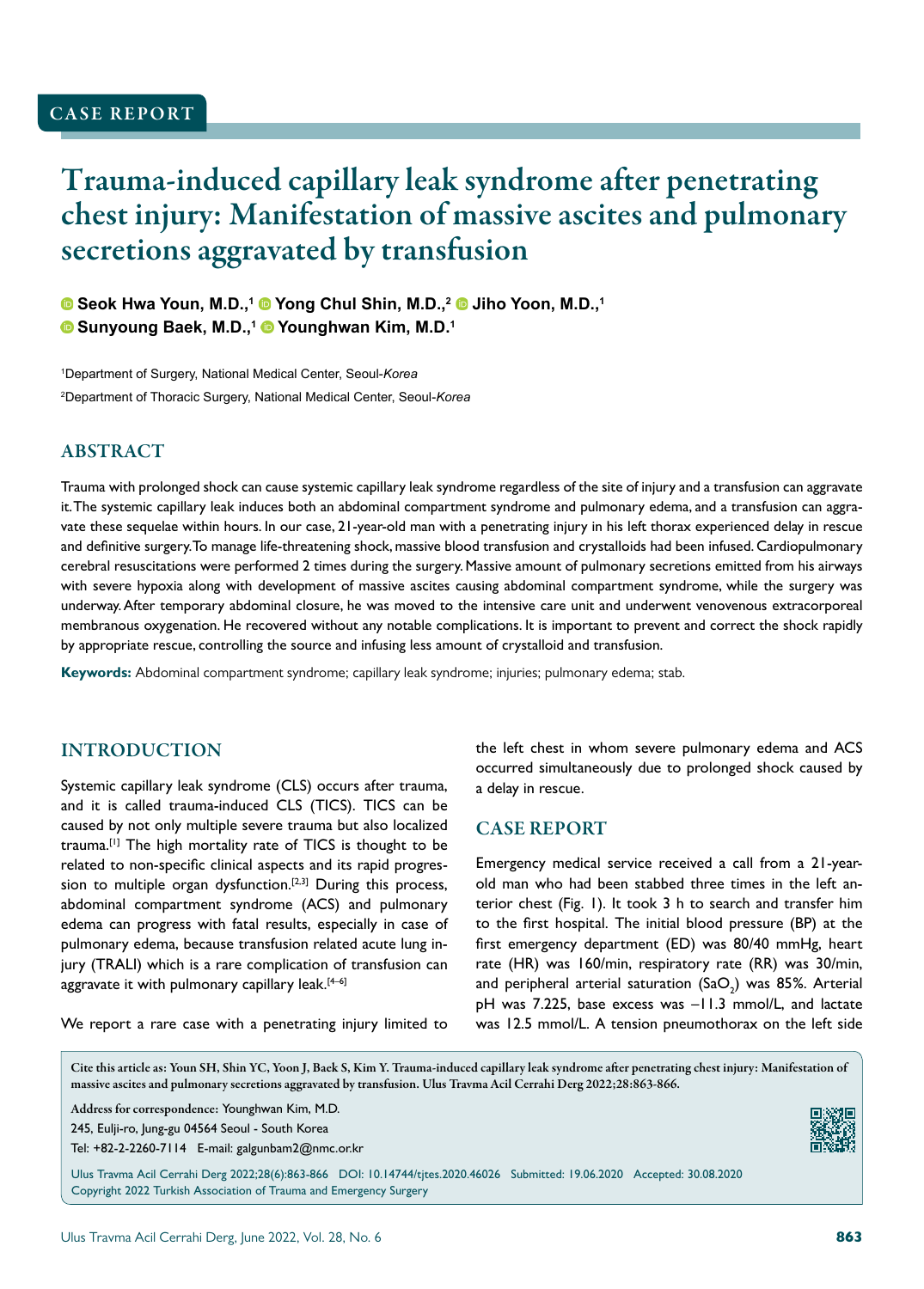CASE REPORT

# Trauma-induced capillary leak syndrome after penetrating chest injury: Manifestation of massive ascites and pulmonary secretions aggravated by transfusion

**Seok Hwa Youn, M.D.,[1] Yong Chul Shin, M.D.,[2] Jiho Yoon, M.D.,[1] Sunyoung Baek, M.D.,[1] Younghwan Kim, M.D.[1]**

[1]Department of Surgery, National Medical Center, Seoul-*Korea*

[2]Department of Thoracic Surgery, National Medical Center, Seoul-*Korea*

## ABSTRACT

Trauma with prolonged shock can cause systemic capillary leak syndrome regardless of the site of injury and a transfusion can aggravate it. The systemic capillary leak induces both an abdominal compartment syndrome and pulmonary edema, and a transfusion can aggravate these sequelae within hours. In our case, 21-year-old man with a penetrating injury in his left thorax experienced delay in rescue and definitive surgery. To manage life-threatening shock, massive blood transfusion and crystalloids had been infused. Cardiopulmonary cerebral resuscitations were performed 2 times during the surgery. Massive amount of pulmonary secretions emitted from his airways with severe hypoxia along with development of massive ascites causing abdominal compartment syndrome, while the surgery was underway. After temporary abdominal closure, he was moved to the intensive care unit and underwent venovenous extracorporeal membranous oxygenation. He recovered without any notable complications. It is important to prevent and correct the shock rapidly by appropriate rescue, controlling the source and infusing less amount of crystalloid and transfusion.

**Keywords:** Abdominal compartment syndrome; capillary leak syndrome; injuries; pulmonary edema; stab.

## INTRODUCTION

Systemic capillary leak syndrome (CLS) occurs after trauma, and it is called trauma-induced CLS (TICS). TICS can be caused by not only multiple severe trauma but also localized trauma.[1] The high mortality rate of TICS is thought to be related to non-specific clinical aspects and its rapid progression to multiple organ dysfunction.[2,3] During this process, abdominal compartment syndrome (ACS) and pulmonary edema can progress with fatal results, especially in case of pulmonary edema, because transfusion related acute lung injury (TRALI) which is a rare complication of transfusion can aggravate it with pulmonary capillary leak.[4–6]

We report a rare case with a penetrating injury limited to the left chest in whom severe pulmonary edema and ACS occurred simultaneously due to prolonged shock caused by a delay in rescue.

## CASE REPORT

Emergency medical service received a call from a 21-year-old man who had been stabbed three times in the left anterior chest (Fig. 1). It took 3 h to search and transfer him to the first hospital. The initial blood pressure (BP) at the first emergency department (ED) was 80/40 mmHg, heart rate (HR) was 160/min, respiratory rate (RR) was 30/min, and peripheral arterial saturation ($SaO_2$) was 85%. Arterial pH was 7.225, base excess was –11.3 mmol/L, and lactate was 12.5 mmol/L. A tension pneumothorax on the left side

Cite this article as: Youn SH, Shin YC, Yoon J, Baek S, Kim Y. Trauma-induced capillary leak syndrome after penetrating chest injury: Manifestation of massive ascites and pulmonary secretions aggravated by transfusion. Ulus Travma Acil Cerrahi Derg 2022;28:863-866.

Address for correspondence: Younghwan Kim, M.D.
245, Eulji-ro, Jung-gu 04564 Seoul - South Korea
Tel: +82-2-2260-7114 E-mail: galgunbam2@nmc.or.kr

Ulus Travma Acil Cerrahi Derg 2022;28(6):863-866 DOI: 10.14744/tjtes.2020.46026 Submitted: 19.06.2020 Accepted: 30.08.2020
Copyright 2022 Turkish Association of Trauma and Emergency Surgery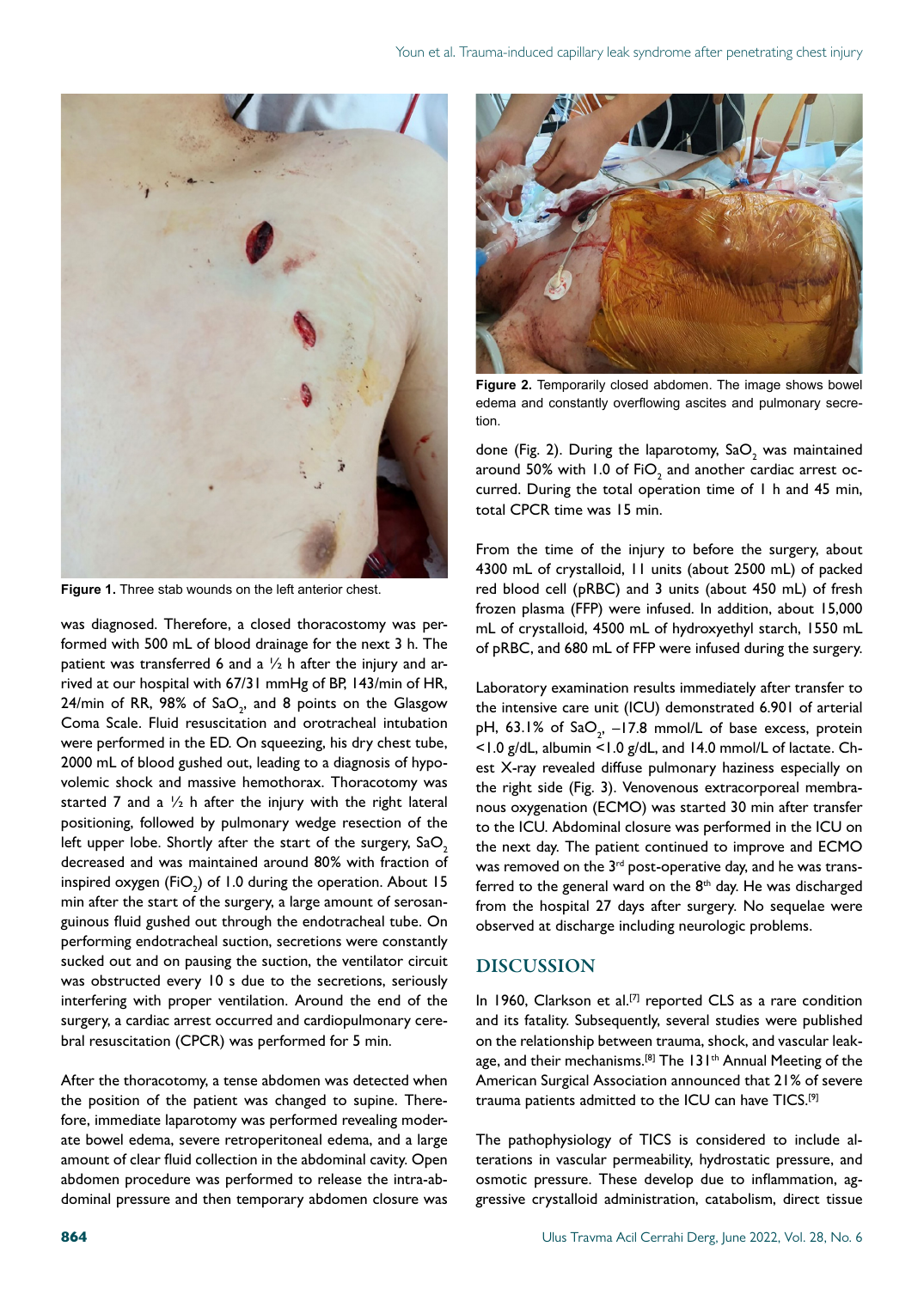Figure 1. Three stab wounds on the left anterior chest.

was diagnosed. Therefore, a closed thoracostomy was performed with 500 mL of blood drainage for the next 3 h. The patient was transferred 6 and a ½ h after the injury and arrived at our hospital with 67/31 mmHg of BP, 143/min of HR, 24/min of RR, 98% of $SaO_2$, and 8 points on the Glasgow Coma Scale. Fluid resuscitation and orotracheal intubation were performed in the ED. On squeezing, his dry chest tube, 2000 mL of blood gushed out, leading to a diagnosis of hypovolemic shock and massive hemothorax. Thoracotomy was started 7 and a ½ h after the injury with the right lateral positioning, followed by pulmonary wedge resection of the left upper lobe. Shortly after the start of the surgery, $SaO_2$ decreased and was maintained around 80% with fraction of inspired oxygen ($FiO_2$) of 1.0 during the operation. About 15 min after the start of the surgery, a large amount of serosanguinous fluid gushed out through the endotracheal tube. On performing endotracheal suction, secretions were constantly sucked out and on pausing the suction, the ventilator circuit was obstructed every 10 s due to the secretions, seriously interfering with proper ventilation. Around the end of the surgery, a cardiac arrest occurred and cardiopulmonary cerebral resuscitation (CPCR) was performed for 5 min.

After the thoracotomy, a tense abdomen was detected when the position of the patient was changed to supine. Therefore, immediate laparotomy was performed revealing moderate bowel edema, severe retroperitoneal edema, and a large amount of clear fluid collection in the abdominal cavity. Open abdomen procedure was performed to release the intra-abdominal pressure and then temporary abdomen closure was done (Fig. 2). During the laparotomy, $SaO_2$ was maintained around 50% with 1.0 of $FiO_2$ and another cardiac arrest occurred. During the total operation time of 1 h and 45 min, total CPCR time was 15 min.

Figure 2. Temporarily closed abdomen. The image shows bowel edema and constantly overflowing ascites and pulmonary secretion.

From the time of the injury to before the surgery, about 4300 mL of crystalloid, 11 units (about 2500 mL) of packed red blood cell (pRBC) and 3 units (about 450 mL) of fresh frozen plasma (FFP) were infused. In addition, about 15,000 mL of crystalloid, 4500 mL of hydroxyethyl starch, 1550 mL of pRBC, and 680 mL of FFP were infused during the surgery.

Laboratory examination results immediately after transfer to the intensive care unit (ICU) demonstrated 6.901 of arterial pH, 63.1% of $SaO_2$, −17.8 mmol/L of base excess, protein <1.0 g/dL, albumin <1.0 g/dL, and 14.0 mmol/L of lactate. Chest X-ray revealed diffuse pulmonary haziness especially on the right side (Fig. 3). Venovenous extracorporeal membranous oxygenation (ECMO) was started 30 min after transfer to the ICU. Abdominal closure was performed in the ICU on the next day. The patient continued to improve and ECMO was removed on the 3rd post-operative day, and he was transferred to the general ward on the 8th day. He was discharged from the hospital 27 days after surgery. No sequelae were observed at discharge including neurologic problems.

## DISCUSSION

In 1960, Clarkson et al.[7] reported CLS as a rare condition and its fatality. Subsequently, several studies were published on the relationship between trauma, shock, and vascular leakage, and their mechanisms.[8] The 131th Annual Meeting of the American Surgical Association announced that 21% of severe trauma patients admitted to the ICU can have TICS.[9]

The pathophysiology of TICS is considered to include alterations in vascular permeability, hydrostatic pressure, and osmotic pressure. These develop due to inflammation, aggressive crystalloid administration, catabolism, direct tissue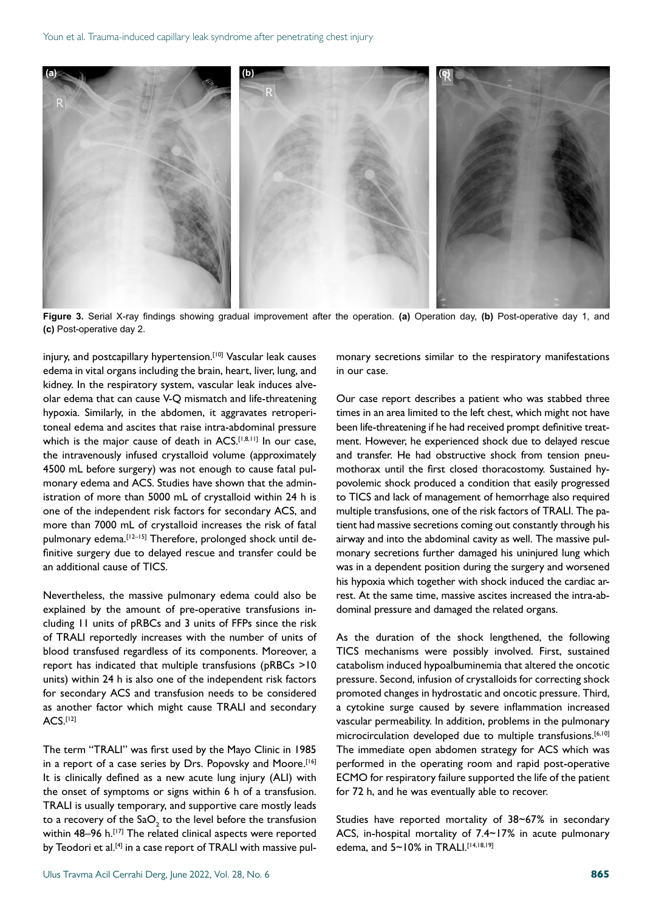Figure 3. Serial X-ray findings showing gradual improvement after the operation. (a) Operation day, (b) Post-operative day 1, and (c) Post-operative day 2.

injury, and postcapillary hypertension.[10] Vascular leak causes edema in vital organs including the brain, heart, liver, lung, and kidney. In the respiratory system, vascular leak induces alveolar edema that can cause V-Q mismatch and life-threatening hypoxia. Similarly, in the abdomen, it aggravates retroperitoneal edema and ascites that raise intra-abdominal pressure which is the major cause of death in ACS.[1,8,11] In our case, the intravenously infused crystalloid volume (approximately 4500 mL before surgery) was not enough to cause fatal pulmonary edema and ACS. Studies have shown that the administration of more than 5000 mL of crystalloid within 24 h is one of the independent risk factors for secondary ACS, and more than 7000 mL of crystalloid increases the risk of fatal pulmonary edema.[12–15] Therefore, prolonged shock until definitive surgery due to delayed rescue and transfer could be an additional cause of TICS.

Nevertheless, the massive pulmonary edema could also be explained by the amount of pre-operative transfusions including 11 units of pRBCs and 3 units of FFPs since the risk of TRALI reportedly increases with the number of units of blood transfused regardless of its components. Moreover, a report has indicated that multiple transfusions (pRBCs >10 units) within 24 h is also one of the independent risk factors for secondary ACS and transfusion needs to be considered as another factor which might cause TRALI and secondary ACS.[12]

The term "TRALI" was first used by the Mayo Clinic in 1985 in a report of a case series by Drs. Popovsky and Moore.[16] It is clinically defined as a new acute lung injury (ALI) with the onset of symptoms or signs within 6 h of a transfusion. TRALI is usually temporary, and supportive care mostly leads to a recovery of the $SaO_2$ to the level before the transfusion within 48–96 h.[17] The related clinical aspects were reported by Teodori et al.[4] in a case report of TRALI with massive pulmonary secretions similar to the respiratory manifestations in our case.

Our case report describes a patient who was stabbed three times in an area limited to the left chest, which might not have been life-threatening if he had received prompt definitive treatment. However, he experienced shock due to delayed rescue and transfer. He had obstructive shock from tension pneumothorax until the first closed thoracostomy. Sustained hypovolemic shock produced a condition that easily progressed to TICS and lack of management of hemorrhage also required multiple transfusions, one of the risk factors of TRALI. The patient had massive secretions coming out constantly through his airway and into the abdominal cavity as well. The massive pulmonary secretions further damaged his uninjured lung which was in a dependent position during the surgery and worsened his hypoxia which together with shock induced the cardiac arrest. At the same time, massive ascites increased the intra-abdominal pressure and damaged the related organs.

As the duration of the shock lengthened, the following TICS mechanisms were possibly involved. First, sustained catabolism induced hypoalbuminemia that altered the oncotic pressure. Second, infusion of crystalloids for correcting shock promoted changes in hydrostatic and oncotic pressure. Third, a cytokine surge caused by severe inflammation increased vascular permeability. In addition, problems in the pulmonary microcirculation developed due to multiple transfusions.[6,10] The immediate open abdomen strategy for ACS which was performed in the operating room and rapid post-operative ECMO for respiratory failure supported the life of the patient for 72 h, and he was eventually able to recover.

Studies have reported mortality of 38~67% in secondary ACS, in-hospital mortality of 7.4~17% in acute pulmonary edema, and 5~10% in TRALI.[14,18,19]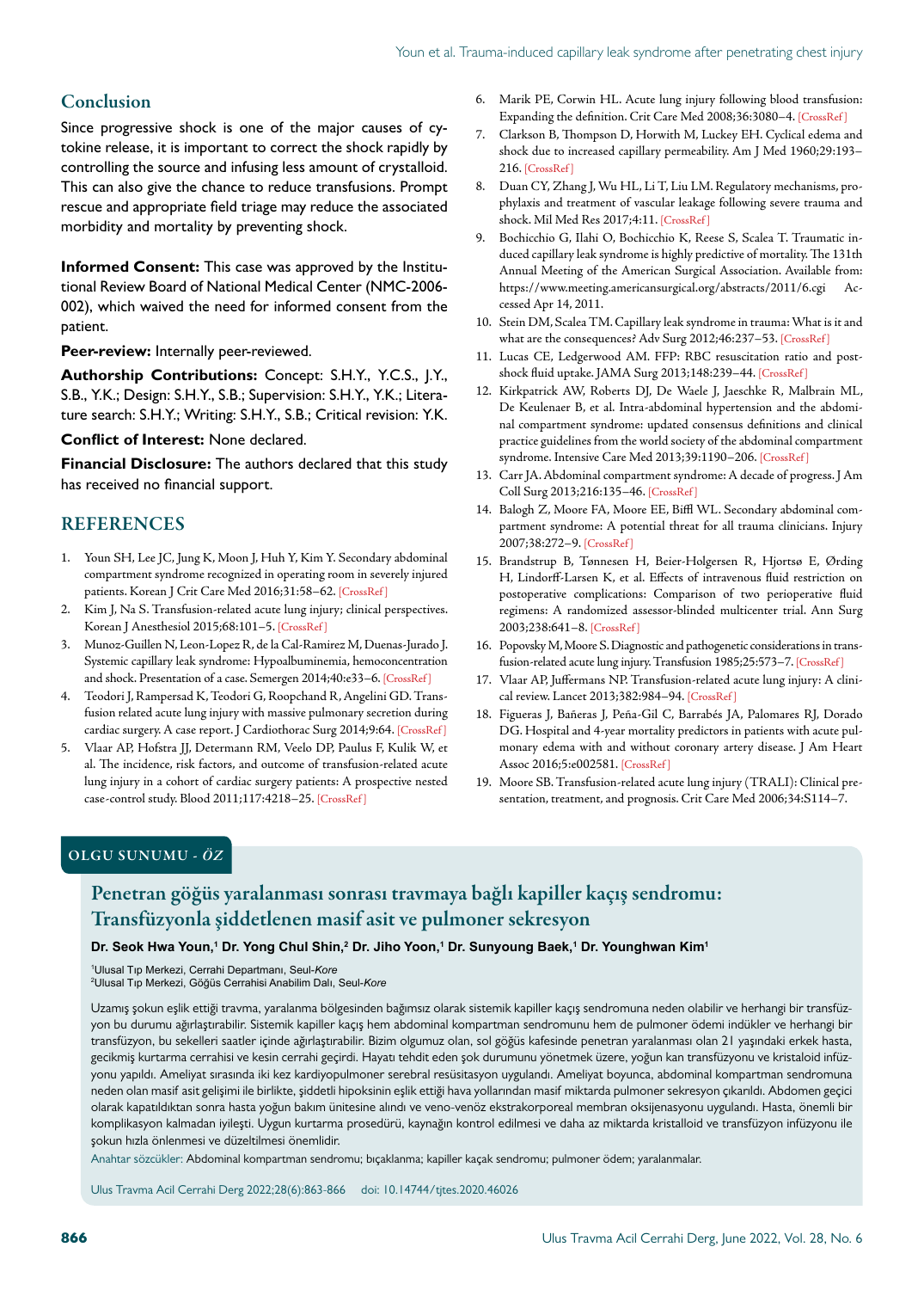## Conclusion

Since progressive shock is one of the major causes of cytokine release, it is important to correct the shock rapidly by controlling the source and infusing less amount of crystalloid. This can also give the chance to reduce transfusions. Prompt rescue and appropriate field triage may reduce the associated morbidity and mortality by preventing shock.

**Informed Consent:** This case was approved by the Institutional Review Board of National Medical Center (NMC-2006-002), which waived the need for informed consent from the patient.

**Peer-review:** Internally peer-reviewed.

**Authorship Contributions:** Concept: S.H.Y., Y.C.S., J.Y., S.B., Y.K.; Design: S.H.Y., S.B.; Supervision: S.H.Y., Y.K.; Literature search: S.H.Y.; Writing: S.H.Y., S.B.; Critical revision: Y.K.

**Conflict of Interest:** None declared.

**Financial Disclosure:** The authors declared that this study has received no financial support.

## REFERENCES

1. Youn SH, Lee JC, Jung K, Moon J, Huh Y, Kim Y. Secondary abdominal compartment syndrome recognized in operating room in severely injured patients. Korean J Crit Care Med 2016;31:58–62. [CrossRef]
2. Kim J, Na S. Transfusion-related acute lung injury; clinical perspectives. Korean J Anesthesiol 2015;68:101–5. [CrossRef]
3. Munoz-Guillen N, Leon-Lopez R, de la Cal-Ramirez M, Duenas-Jurado J. Systemic capillary leak syndrome: Hypoalbuminemia, hemoconcentration and shock. Presentation of a case. Semergen 2014;40:e33–6. [CrossRef]
4. Teodori J, Rampersad K, Teodori G, Roopchand R, Angelini GD. Transfusion related acute lung injury with massive pulmonary secretion during cardiac surgery. A case report. J Cardiothorac Surg 2014;9:64. [CrossRef]
5. Vlaar AP, Hofstra JJ, Determann RM, Veelo DP, Paulus F, Kulik W, et al. The incidence, risk factors, and outcome of transfusion-related acute lung injury in a cohort of cardiac surgery patients: A prospective nested case-control study. Blood 2011;117:4218–25. [CrossRef]
6. Marik PE, Corwin HL. Acute lung injury following blood transfusion: Expanding the definition. Crit Care Med 2008;36:3080–4. [CrossRef]
7. Clarkson B, Thompson D, Horwith M, Luckey EH. Cyclical edema and shock due to increased capillary permeability. Am J Med 1960;29:193–216. [CrossRef]
8. Duan CY, Zhang J, Wu HL, Li T, Liu LM. Regulatory mechanisms, prophylaxis and treatment of vascular leakage following severe trauma and shock. Mil Med Res 2017;4:11. [CrossRef]
9. Bochicchio G, Ilahi O, Bochicchio K, Reese S, Scalea T. Traumatic induced capillary leak syndrome is highly predictive of mortality. The 131th Annual Meeting of the American Surgical Association. Available from: https://www.meeting.americansurgical.org/abstracts/2011/6.cgi Accessed Apr 14, 2011.
10. Stein DM, Scalea TM. Capillary leak syndrome in trauma: What is it and what are the consequences? Adv Surg 2012;46:237–53. [CrossRef]
11. Lucas CE, Ledgerwood AM. FFP: RBC resuscitation ratio and post-shock fluid uptake. JAMA Surg 2013;148:239–44. [CrossRef]
12. Kirkpatrick AW, Roberts DJ, De Waele J, Jaeschke R, Malbrain ML, De Keulenaer B, et al. Intra-abdominal hypertension and the abdominal compartment syndrome: updated consensus definitions and clinical practice guidelines from the world society of the abdominal compartment syndrome. Intensive Care Med 2013;39:1190–206. [CrossRef]
13. Carr JA. Abdominal compartment syndrome: A decade of progress. J Am Coll Surg 2013;216:135–46. [CrossRef]
14. Balogh Z, Moore FA, Moore EE, Biffl WL. Secondary abdominal compartment syndrome: A potential threat for all trauma clinicians. Injury 2007;38:272–9. [CrossRef]
15. Brandstrup B, Tønnesen H, Beier-Holgersen R, Hjortsø E, Ørding H, Lindorff-Larsen K, et al. Effects of intravenous fluid restriction on postoperative complications: Comparison of two perioperative fluid regimens: A randomized assessor-blinded multicenter trial. Ann Surg 2003;238:641–8. [CrossRef]
16. Popovsky M, Moore S. Diagnostic and pathogenetic considerations in transfusion-related acute lung injury. Transfusion 1985;25:573–7. [CrossRef]
17. Vlaar AP, Juffermans NP. Transfusion-related acute lung injury: A clinical review. Lancet 2013;382:984–94. [CrossRef]
18. Figueras J, Bañeras J, Peña-Gil C, Barrabés JA, Palomares RJ, Dorado DG. Hospital and 4-year mortality predictors in patients with acute pulmonary edema with and without coronary artery disease. J Am Heart Assoc 2016;5:e002581. [CrossRef]
19. Moore SB. Transfusion-related acute lung injury (TRALI): Clinical presentation, treatment, and prognosis. Crit Care Med 2006;34:S114–7.

## OLGU SUNUMU - *ÖZ*

## Penetran göğüs yaralanması sonrası travmaya bağlı kapiller kaçış sendromu: Transfüzyonla şiddetlenen masif asit ve pulmoner sekresyon

**Dr. Seok Hwa Youn,[1] Dr. Yong Chul Shin,[2] Dr. Jiho Yoon,[1] Dr. Sunyoung Baek,[1] Dr. Younghwan Kim[1]**

[1]Ulusal Tıp Merkezi, Cerrahi Departmanı, Seul-*Kore*
[2]Ulusal Tıp Merkezi, Göğüs Cerrahisi Anabilim Dalı, Seul-*Kore*

Uzamış şokun eşlik ettiği travma, yaralanma bölgesinden bağımsız olarak sistemik kapiller kaçış sendromuna neden olabilir ve herhangi bir transfüzyon bu durumu ağırlaştırabilir. Sistemik kapiller kaçış hem abdominal kompartman sendromunu hem de pulmoner ödemi indükler ve herhangi bir transfüzyon, bu sekelleri saatler içinde ağırlaştırabilir. Bizim olgumuz olan, sol göğüs kafesinde penetran yaralanması olan 21 yaşındaki erkek hasta, gecikmiş kurtarma cerrahisi ve kesin cerrahi geçirdi. Hayatı tehdit eden şok durumunu yönetmek üzere, yoğun kan transfüzyonu ve kristaloid infüzyonu yapıldı. Ameliyat sırasında iki kez kardiyopulmoner serebral resüsitasyon uygulandı. Ameliyat boyunca, abdominal kompartman sendromuna neden olan masif asit gelişimi ile birlikte, şiddetli hipoksinin eşlik ettiği hava yollarından masif miktarda pulmoner sekresyon çıkarıldı. Abdomen geçici olarak kapatıldıktan sonra hasta yoğun bakım ünitesine alındı ve veno-venöz ekstrakorporeal membran oksijenasyonu uygulandı. Hasta, önemli bir komplikasyon kalmadan iyileşti. Uygun kurtarma prosedürü, kaynağın kontrol edilmesi ve daha az miktarda kristalloid ve transfüzyon infüzyonu ile şokun hızla önlenmesi ve düzeltilmesi önemlidir.

Anahtar sözcükler: Abdominal kompartman sendromu; bıçaklanma; kapiller kaçak sendromu; pulmoner ödem; yaralanmalar.

Ulus Travma Acil Cerrahi Derg 2022;28(6):863-866 doi: 10.14744/tjtes.2020.46026